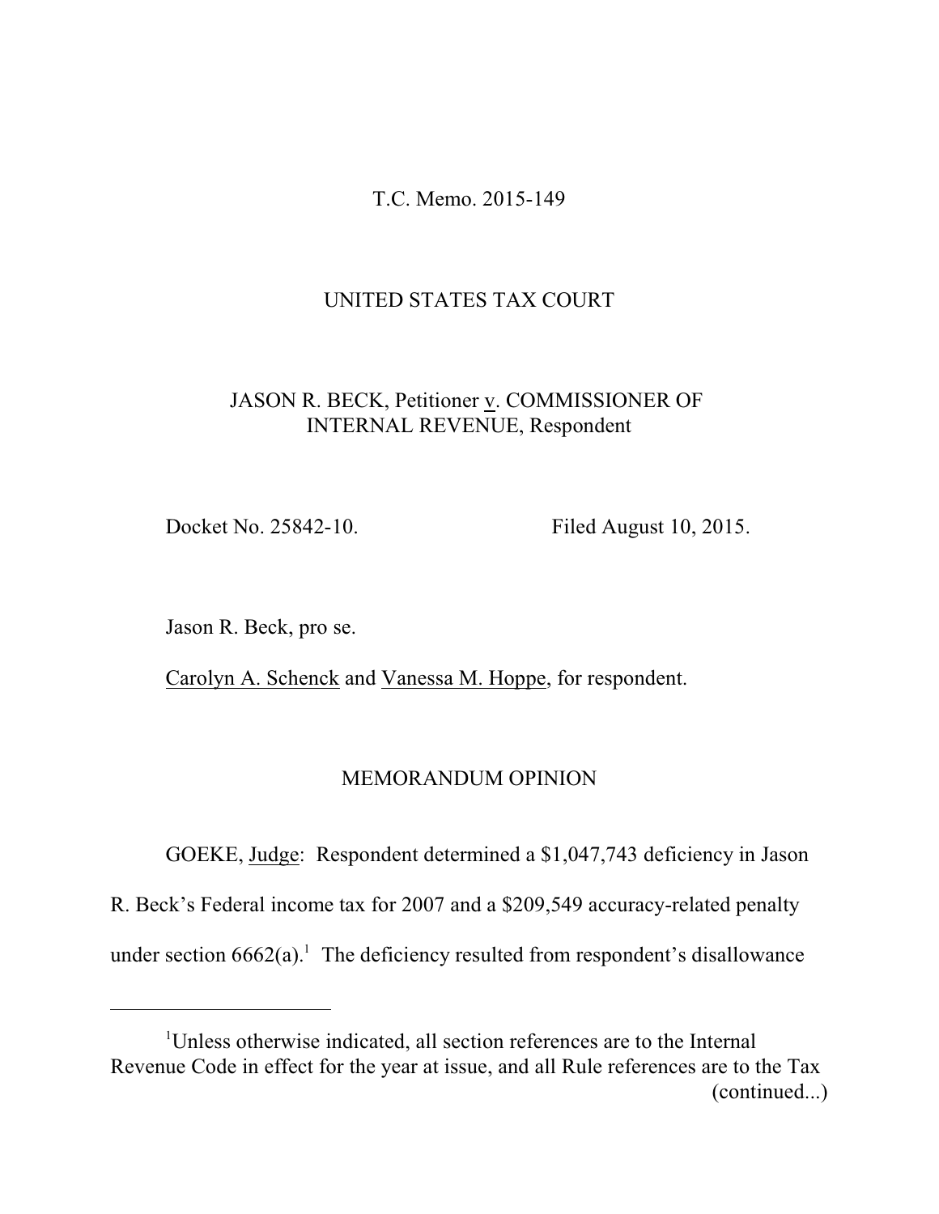T.C. Memo. 2015-149

UNITED STATES TAX COURT

JASON R. BECK, Petitioner v. COMMISSIONER OF INTERNAL REVENUE, Respondent

Docket No. 25842-10. Filed August 10, 2015.

Jason R. Beck, pro se.

Carolyn A. Schenck and Vanessa M. Hoppe, for respondent.

## MEMORANDUM OPINION

GOEKE, Judge: Respondent determined a $1,047,743 deficiency in Jason R. Beck's Federal income tax for 2007 and a $209,549 accuracy-related penalty under section 6662(a).[1] The deficiency resulted from respondent's disallowance

---

[1]Unless otherwise indicated, all section references are to the Internal Revenue Code in effect for the year at issue, and all Rule references are to the Tax (continued...)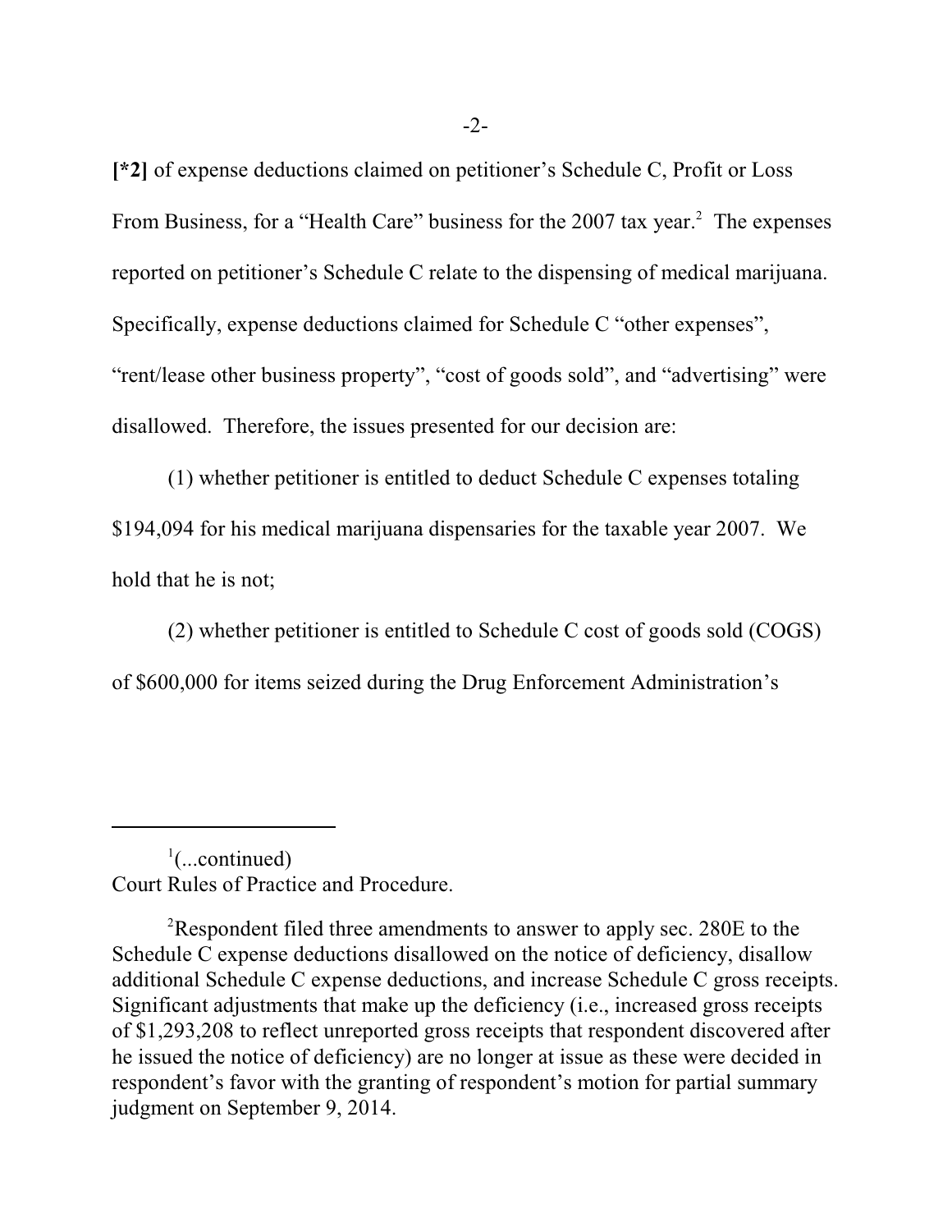[*2] of expense deductions claimed on petitioner's Schedule C, Profit or Loss From Business, for a "Health Care" business for the 2007 tax year.[2] The expenses reported on petitioner's Schedule C relate to the dispensing of medical marijuana. Specifically, expense deductions claimed for Schedule C "other expenses", "rent/lease other business property", "cost of goods sold", and "advertising" were disallowed. Therefore, the issues presented for our decision are:

(1) whether petitioner is entitled to deduct Schedule C expenses totaling $194,094 for his medical marijuana dispensaries for the taxable year 2007. We hold that he is not;

(2) whether petitioner is entitled to Schedule C cost of goods sold (COGS) of $600,000 for items seized during the Drug Enforcement Administration's

---

[1](...continued)
Court Rules of Practice and Procedure.

[2]Respondent filed three amendments to answer to apply sec. 280E to the Schedule C expense deductions disallowed on the notice of deficiency, disallow additional Schedule C expense deductions, and increase Schedule C gross receipts. Significant adjustments that make up the deficiency (i.e., increased gross receipts of $1,293,208 to reflect unreported gross receipts that respondent discovered after he issued the notice of deficiency) are no longer at issue as these were decided in respondent's favor with the granting of respondent's motion for partial summary judgment on September 9, 2014.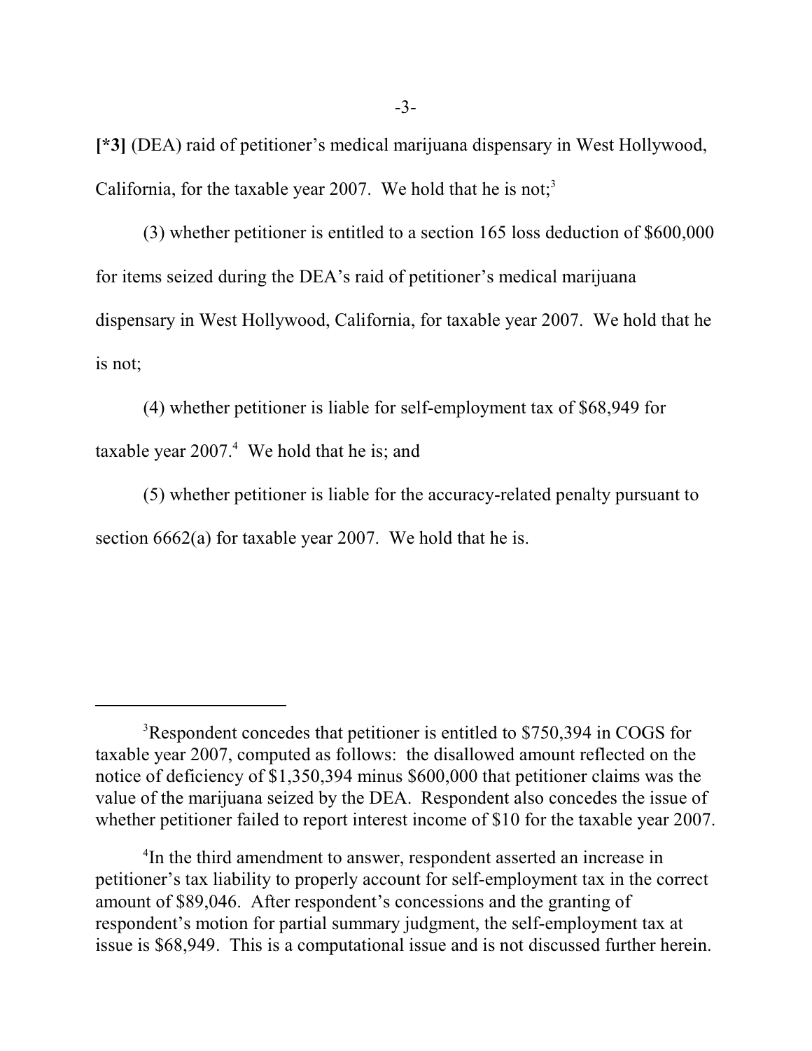**[*3]** (DEA) raid of petitioner's medical marijuana dispensary in West Hollywood, California, for the taxable year 2007. We hold that he is not;[3]

(3) whether petitioner is entitled to a section 165 loss deduction of $600,000 for items seized during the DEA's raid of petitioner's medical marijuana dispensary in West Hollywood, California, for taxable year 2007. We hold that he is not;

(4) whether petitioner is liable for self-employment tax of $68,949 for taxable year 2007.[4] We hold that he is; and

(5) whether petitioner is liable for the accuracy-related penalty pursuant to section 6662(a) for taxable year 2007. We hold that he is.

---

[3]Respondent concedes that petitioner is entitled to $750,394 in COGS for taxable year 2007, computed as follows: the disallowed amount reflected on the notice of deficiency of $1,350,394 minus $600,000 that petitioner claims was the value of the marijuana seized by the DEA. Respondent also concedes the issue of whether petitioner failed to report interest income of $10 for the taxable year 2007.

[4]In the third amendment to answer, respondent asserted an increase in petitioner's tax liability to properly account for self-employment tax in the correct amount of $89,046. After respondent's concessions and the granting of respondent's motion for partial summary judgment, the self-employment tax at issue is $68,949. This is a computational issue and is not discussed further herein.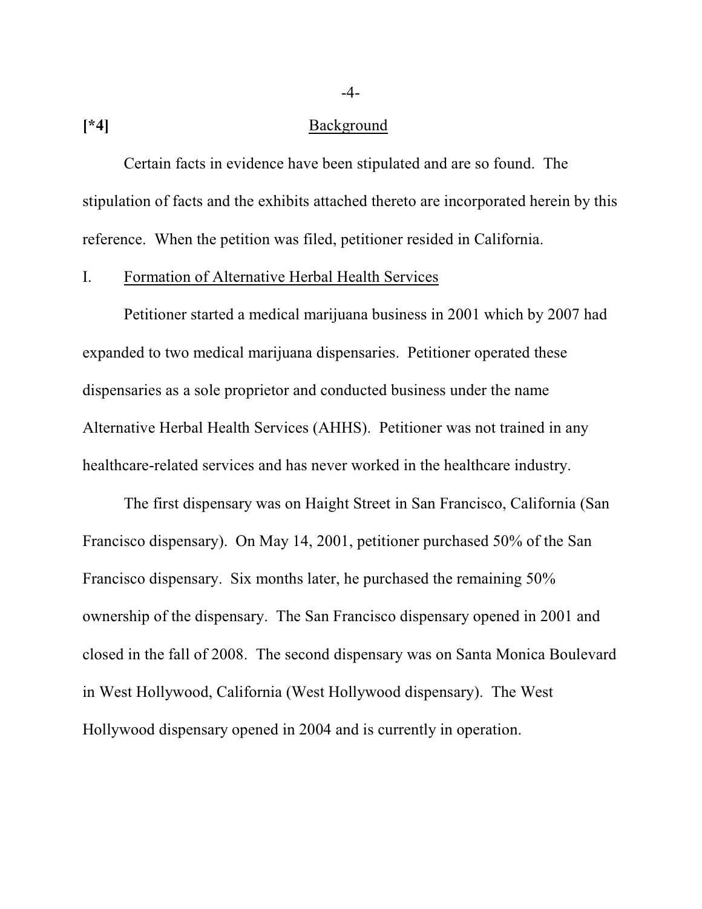[*4] 

## Background

Certain facts in evidence have been stipulated and are so found. The stipulation of facts and the exhibits attached thereto are incorporated herein by this reference. When the petition was filed, petitioner resided in California.

### I. Formation of Alternative Herbal Health Services

Petitioner started a medical marijuana business in 2001 which by 2007 had expanded to two medical marijuana dispensaries. Petitioner operated these dispensaries as a sole proprietor and conducted business under the name Alternative Herbal Health Services (AHHS). Petitioner was not trained in any healthcare-related services and has never worked in the healthcare industry.

The first dispensary was on Haight Street in San Francisco, California (San Francisco dispensary). On May 14, 2001, petitioner purchased 50% of the San Francisco dispensary. Six months later, he purchased the remaining 50% ownership of the dispensary. The San Francisco dispensary opened in 2001 and closed in the fall of 2008. The second dispensary was on Santa Monica Boulevard in West Hollywood, California (West Hollywood dispensary). The West Hollywood dispensary opened in 2004 and is currently in operation.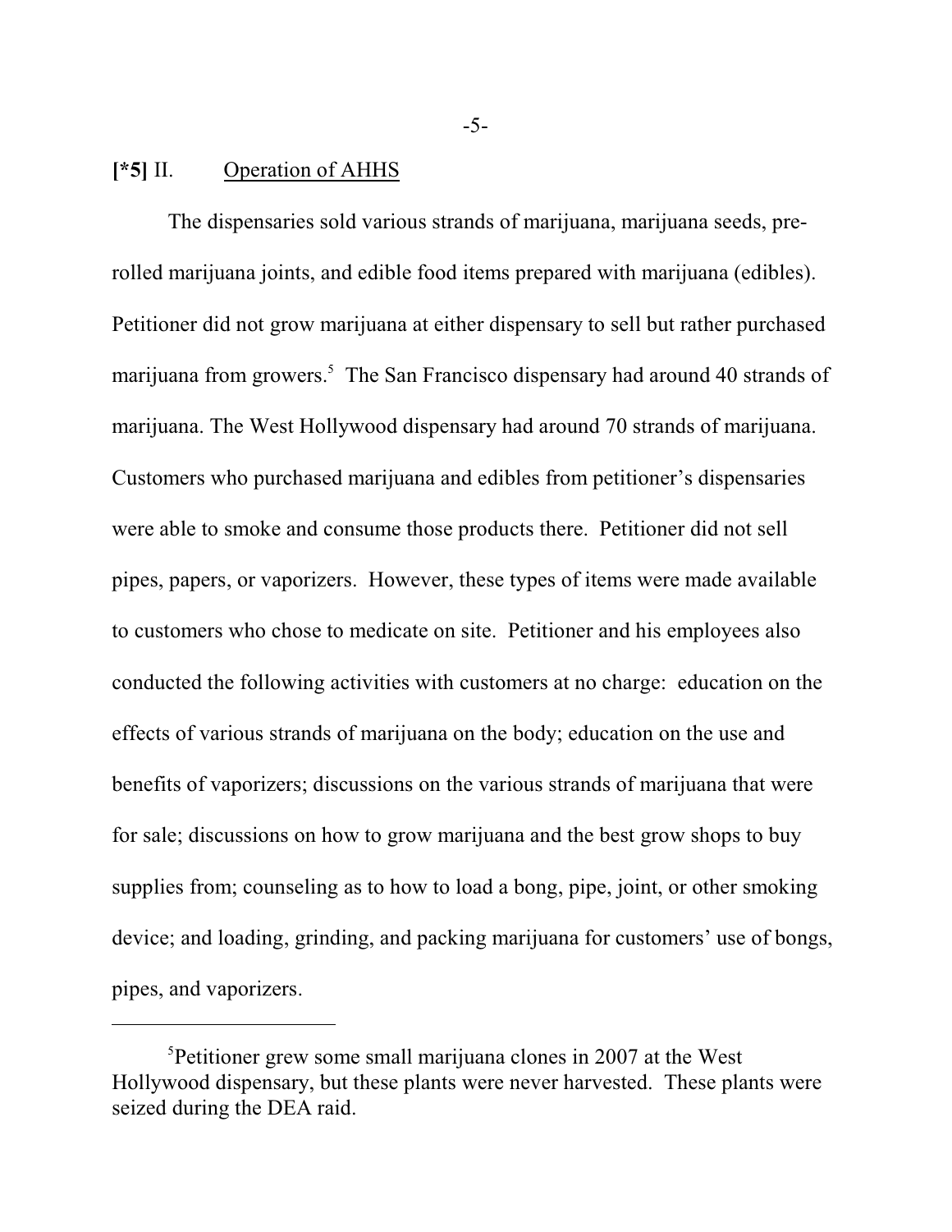**[*5]** II. Operation of AHHS

The dispensaries sold various strands of marijuana, marijuana seeds, pre-rolled marijuana joints, and edible food items prepared with marijuana (edibles). Petitioner did not grow marijuana at either dispensary to sell but rather purchased marijuana from growers.[5] The San Francisco dispensary had around 40 strands of marijuana. The West Hollywood dispensary had around 70 strands of marijuana. Customers who purchased marijuana and edibles from petitioner's dispensaries were able to smoke and consume those products there. Petitioner did not sell pipes, papers, or vaporizers. However, these types of items were made available to customers who chose to medicate on site. Petitioner and his employees also conducted the following activities with customers at no charge: education on the effects of various strands of marijuana on the body; education on the use and benefits of vaporizers; discussions on the various strands of marijuana that were for sale; discussions on how to grow marijuana and the best grow shops to buy supplies from; counseling as to how to load a bong, pipe, joint, or other smoking device; and loading, grinding, and packing marijuana for customers' use of bongs, pipes, and vaporizers.

---

[5]Petitioner grew some small marijuana clones in 2007 at the West Hollywood dispensary, but these plants were never harvested. These plants were seized during the DEA raid.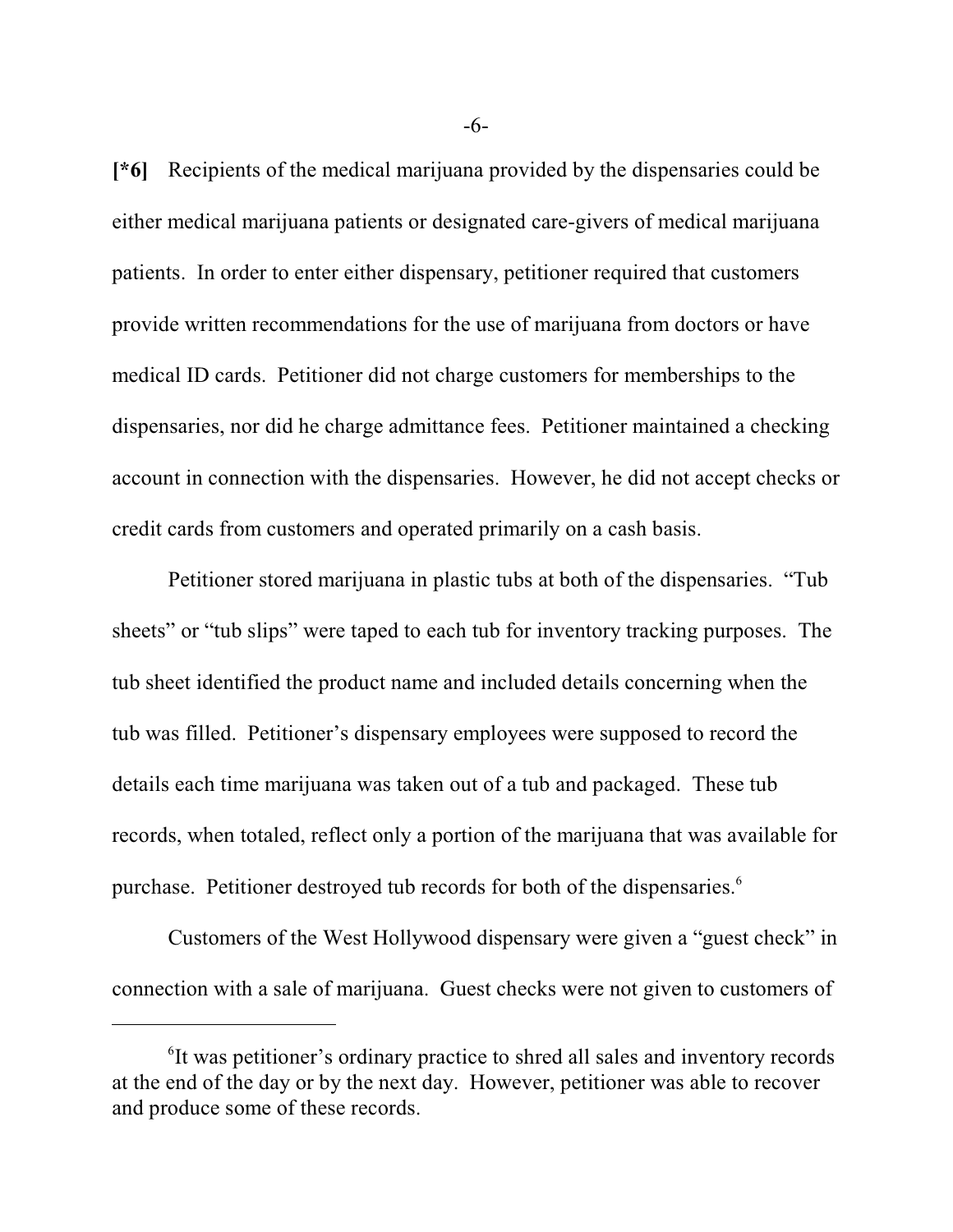**[*6]** Recipients of the medical marijuana provided by the dispensaries could be either medical marijuana patients or designated care-givers of medical marijuana patients. In order to enter either dispensary, petitioner required that customers provide written recommendations for the use of marijuana from doctors or have medical ID cards. Petitioner did not charge customers for memberships to the dispensaries, nor did he charge admittance fees. Petitioner maintained a checking account in connection with the dispensaries. However, he did not accept checks or credit cards from customers and operated primarily on a cash basis.

Petitioner stored marijuana in plastic tubs at both of the dispensaries. "Tub sheets" or "tub slips" were taped to each tub for inventory tracking purposes. The tub sheet identified the product name and included details concerning when the tub was filled. Petitioner's dispensary employees were supposed to record the details each time marijuana was taken out of a tub and packaged. These tub records, when totaled, reflect only a portion of the marijuana that was available for purchase. Petitioner destroyed tub records for both of the dispensaries.[6]

Customers of the West Hollywood dispensary were given a "guest check" in connection with a sale of marijuana. Guest checks were not given to customers of

---

[6] It was petitioner's ordinary practice to shred all sales and inventory records at the end of the day or by the next day. However, petitioner was able to recover and produce some of these records.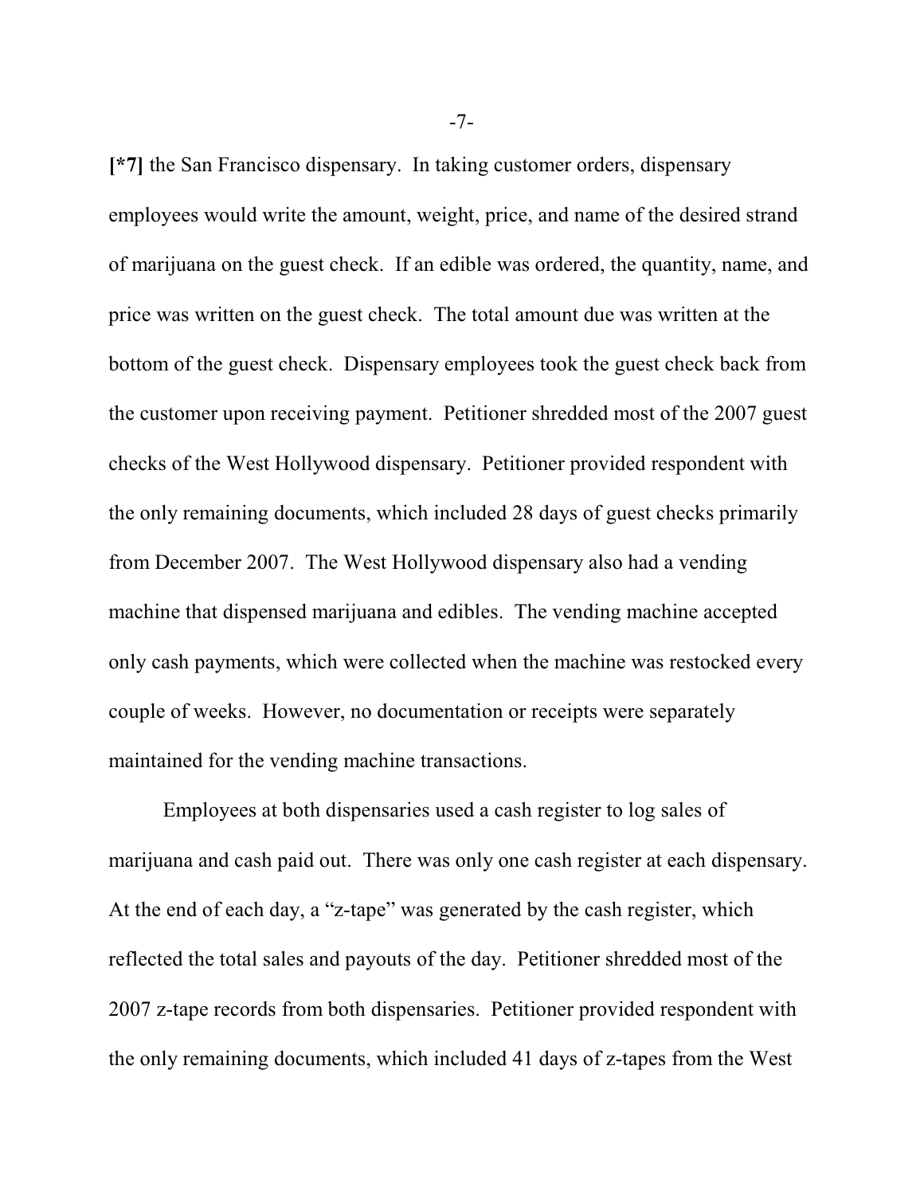**[*7]** the San Francisco dispensary. In taking customer orders, dispensary employees would write the amount, weight, price, and name of the desired strand of marijuana on the guest check. If an edible was ordered, the quantity, name, and price was written on the guest check. The total amount due was written at the bottom of the guest check. Dispensary employees took the guest check back from the customer upon receiving payment. Petitioner shredded most of the 2007 guest checks of the West Hollywood dispensary. Petitioner provided respondent with the only remaining documents, which included 28 days of guest checks primarily from December 2007. The West Hollywood dispensary also had a vending machine that dispensed marijuana and edibles. The vending machine accepted only cash payments, which were collected when the machine was restocked every couple of weeks. However, no documentation or receipts were separately maintained for the vending machine transactions.

Employees at both dispensaries used a cash register to log sales of marijuana and cash paid out. There was only one cash register at each dispensary. At the end of each day, a "z-tape" was generated by the cash register, which reflected the total sales and payouts of the day. Petitioner shredded most of the 2007 z-tape records from both dispensaries. Petitioner provided respondent with the only remaining documents, which included 41 days of z-tapes from the West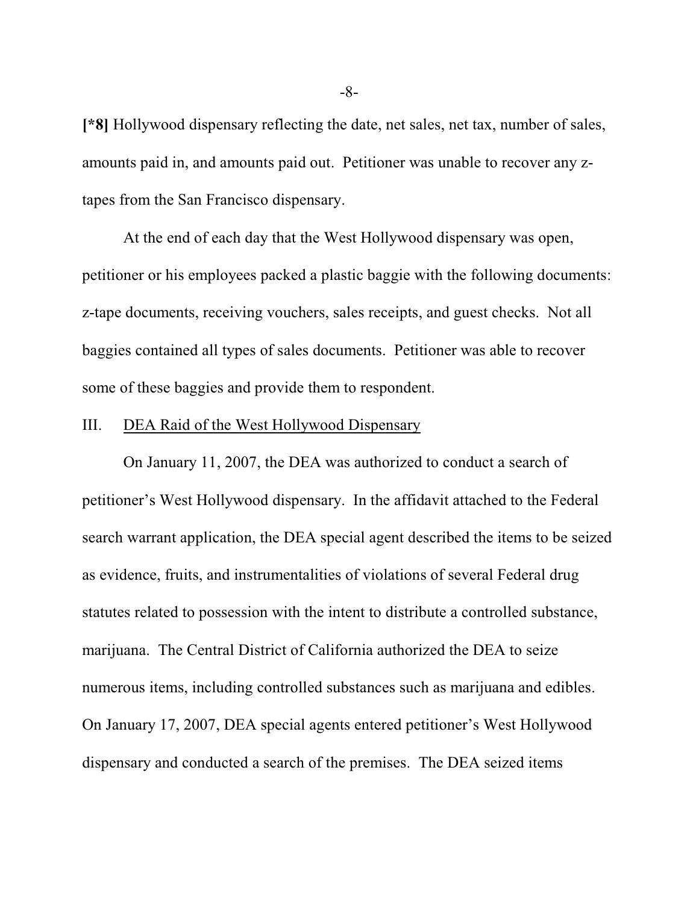**[*8]** Hollywood dispensary reflecting the date, net sales, net tax, number of sales, amounts paid in, and amounts paid out. Petitioner was unable to recover any z-tapes from the San Francisco dispensary.

At the end of each day that the West Hollywood dispensary was open, petitioner or his employees packed a plastic baggie with the following documents: z-tape documents, receiving vouchers, sales receipts, and guest checks. Not all baggies contained all types of sales documents. Petitioner was able to recover some of these baggies and provide them to respondent.

## III. DEA Raid of the West Hollywood Dispensary

On January 11, 2007, the DEA was authorized to conduct a search of petitioner's West Hollywood dispensary. In the affidavit attached to the Federal search warrant application, the DEA special agent described the items to be seized as evidence, fruits, and instrumentalities of violations of several Federal drug statutes related to possession with the intent to distribute a controlled substance, marijuana. The Central District of California authorized the DEA to seize numerous items, including controlled substances such as marijuana and edibles. On January 17, 2007, DEA special agents entered petitioner's West Hollywood dispensary and conducted a search of the premises. The DEA seized items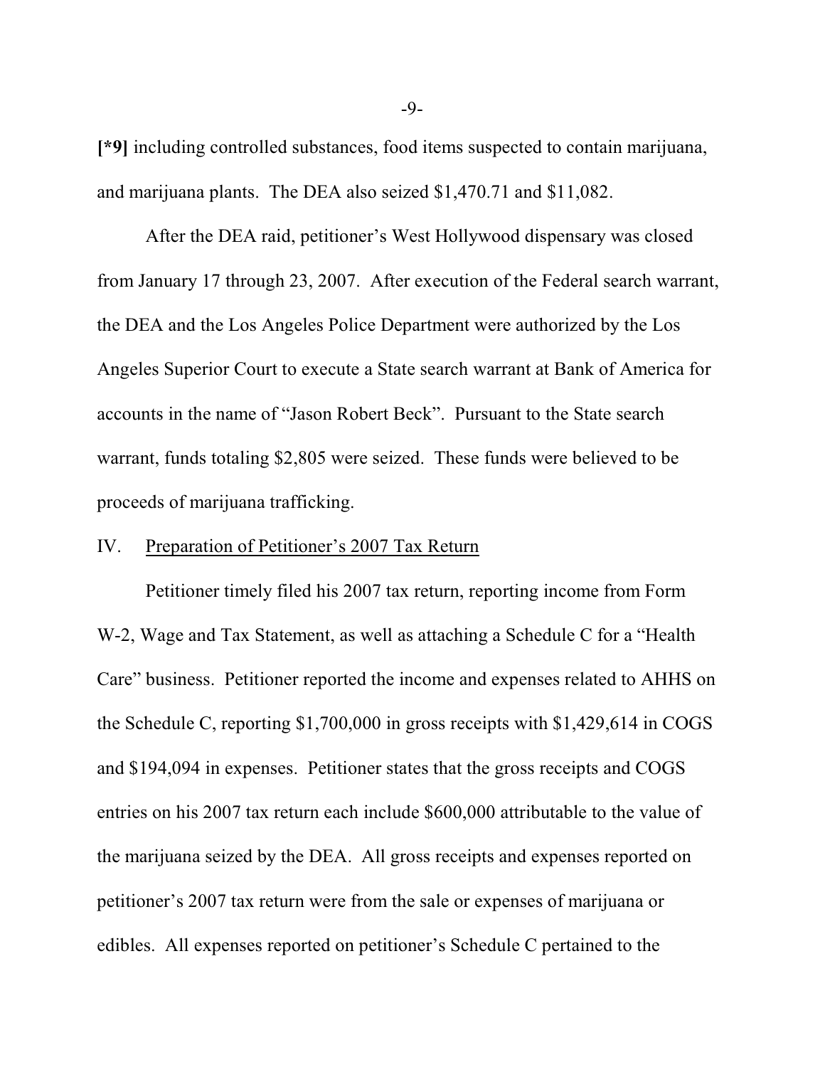**[*9]** including controlled substances, food items suspected to contain marijuana, and marijuana plants. The DEA also seized $1,470.71 and $11,082.

After the DEA raid, petitioner's West Hollywood dispensary was closed from January 17 through 23, 2007. After execution of the Federal search warrant, the DEA and the Los Angeles Police Department were authorized by the Los Angeles Superior Court to execute a State search warrant at Bank of America for accounts in the name of "Jason Robert Beck". Pursuant to the State search warrant, funds totaling $2,805 were seized. These funds were believed to be proceeds of marijuana trafficking.

## IV. Preparation of Petitioner's 2007 Tax Return

Petitioner timely filed his 2007 tax return, reporting income from Form W-2, Wage and Tax Statement, as well as attaching a Schedule C for a "Health Care" business. Petitioner reported the income and expenses related to AHHS on the Schedule C, reporting $1,700,000 in gross receipts with $1,429,614 in COGS and $194,094 in expenses. Petitioner states that the gross receipts and COGS entries on his 2007 tax return each include $600,000 attributable to the value of the marijuana seized by the DEA. All gross receipts and expenses reported on petitioner's 2007 tax return were from the sale or expenses of marijuana or edibles. All expenses reported on petitioner's Schedule C pertained to the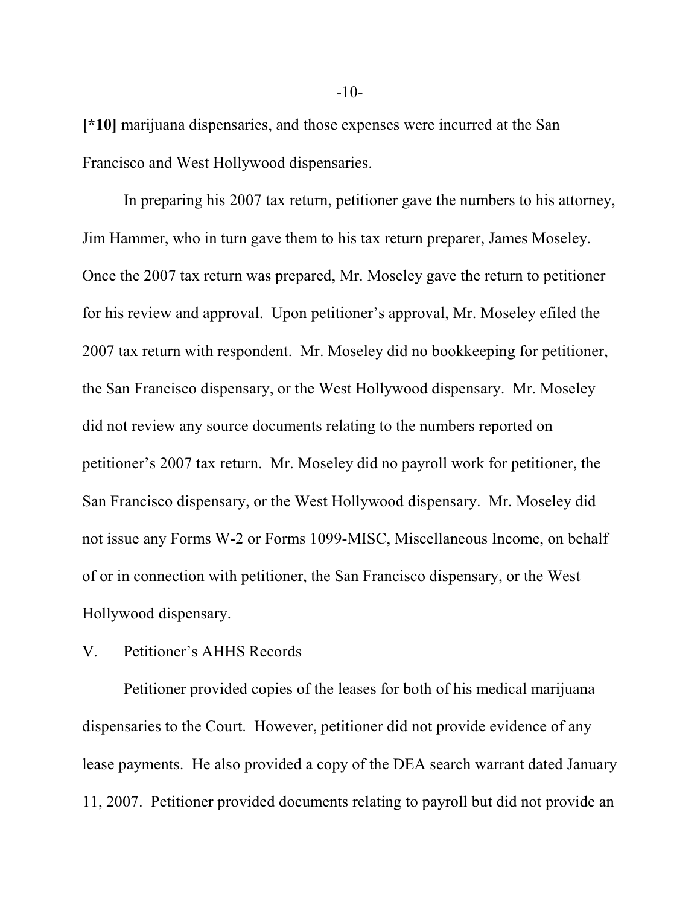[*10] marijuana dispensaries, and those expenses were incurred at the San Francisco and West Hollywood dispensaries.

In preparing his 2007 tax return, petitioner gave the numbers to his attorney, Jim Hammer, who in turn gave them to his tax return preparer, James Moseley. Once the 2007 tax return was prepared, Mr. Moseley gave the return to petitioner for his review and approval. Upon petitioner's approval, Mr. Moseley efiled the 2007 tax return with respondent. Mr. Moseley did no bookkeeping for petitioner, the San Francisco dispensary, or the West Hollywood dispensary. Mr. Moseley did not review any source documents relating to the numbers reported on petitioner's 2007 tax return. Mr. Moseley did no payroll work for petitioner, the San Francisco dispensary, or the West Hollywood dispensary. Mr. Moseley did not issue any Forms W-2 or Forms 1099-MISC, Miscellaneous Income, on behalf of or in connection with petitioner, the San Francisco dispensary, or the West Hollywood dispensary.

V. <u>Petitioner's AHHS Records</u>

Petitioner provided copies of the leases for both of his medical marijuana dispensaries to the Court. However, petitioner did not provide evidence of any lease payments. He also provided a copy of the DEA search warrant dated January 11, 2007. Petitioner provided documents relating to payroll but did not provide an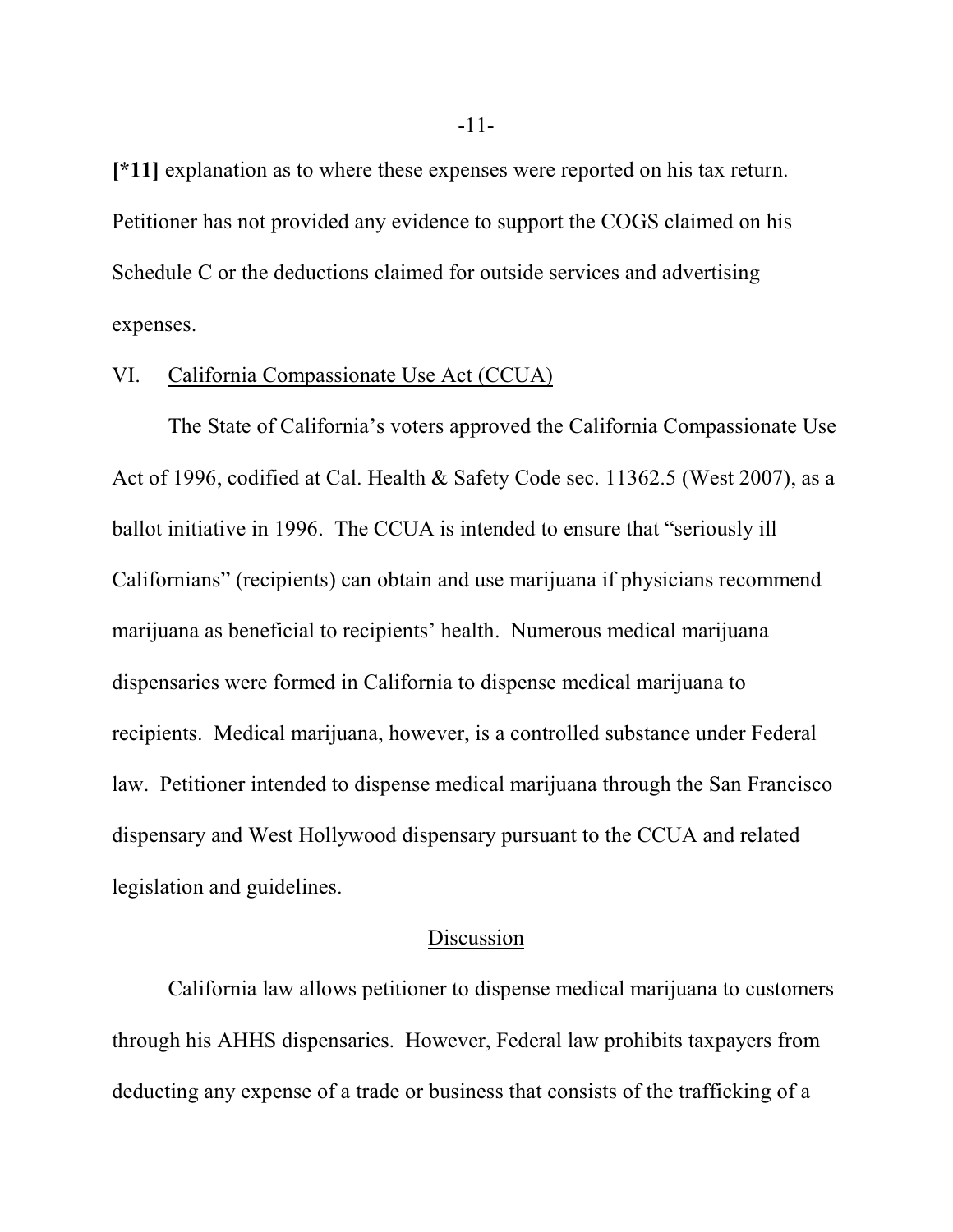**[*11]** explanation as to where these expenses were reported on his tax return. Petitioner has not provided any evidence to support the COGS claimed on his Schedule C or the deductions claimed for outside services and advertising expenses.

VI. California Compassionate Use Act (CCUA)

The State of California's voters approved the California Compassionate Use Act of 1996, codified at Cal. Health & Safety Code sec. 11362.5 (West 2007), as a ballot initiative in 1996. The CCUA is intended to ensure that "seriously ill Californians" (recipients) can obtain and use marijuana if physicians recommend marijuana as beneficial to recipients' health. Numerous medical marijuana dispensaries were formed in California to dispense medical marijuana to recipients. Medical marijuana, however, is a controlled substance under Federal law. Petitioner intended to dispense medical marijuana through the San Francisco dispensary and West Hollywood dispensary pursuant to the CCUA and related legislation and guidelines.

## Discussion

California law allows petitioner to dispense medical marijuana to customers through his AHHS dispensaries. However, Federal law prohibits taxpayers from deducting any expense of a trade or business that consists of the trafficking of a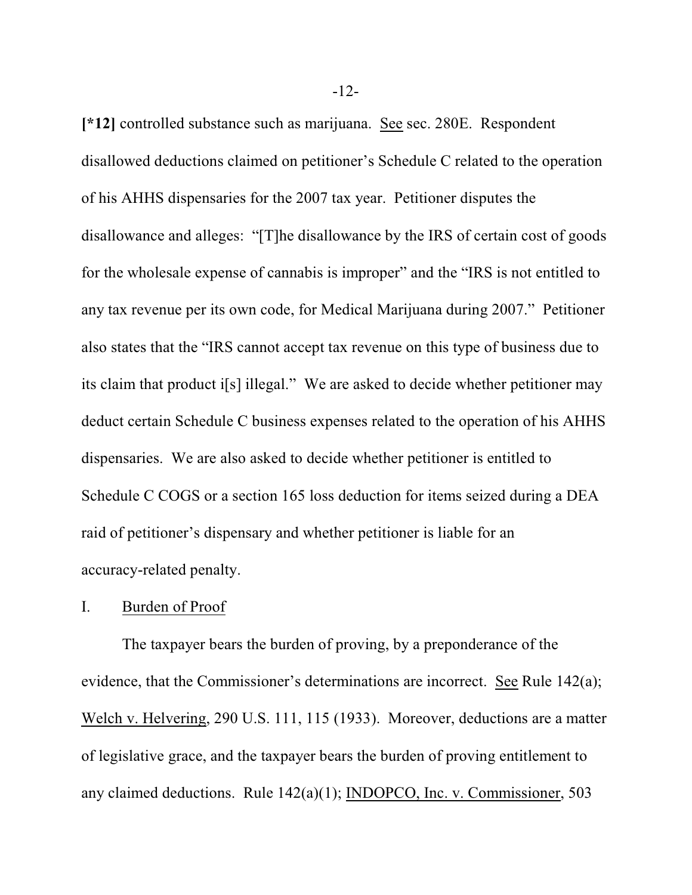**[*12]** controlled substance such as marijuana. See sec. 280E. Respondent disallowed deductions claimed on petitioner's Schedule C related to the operation of his AHHS dispensaries for the 2007 tax year. Petitioner disputes the disallowance and alleges: "[T]he disallowance by the IRS of certain cost of goods for the wholesale expense of cannabis is improper" and the "IRS is not entitled to any tax revenue per its own code, for Medical Marijuana during 2007." Petitioner also states that the "IRS cannot accept tax revenue on this type of business due to its claim that product i[s] illegal." We are asked to decide whether petitioner may deduct certain Schedule C business expenses related to the operation of his AHHS dispensaries. We are also asked to decide whether petitioner is entitled to Schedule C COGS or a section 165 loss deduction for items seized during a DEA raid of petitioner's dispensary and whether petitioner is liable for an accuracy-related penalty.

## I. Burden of Proof

The taxpayer bears the burden of proving, by a preponderance of the evidence, that the Commissioner's determinations are incorrect. See Rule 142(a); Welch v. Helvering, 290 U.S. 111, 115 (1933). Moreover, deductions are a matter of legislative grace, and the taxpayer bears the burden of proving entitlement to any claimed deductions. Rule 142(a)(1); INDOPCO, Inc. v. Commissioner, 503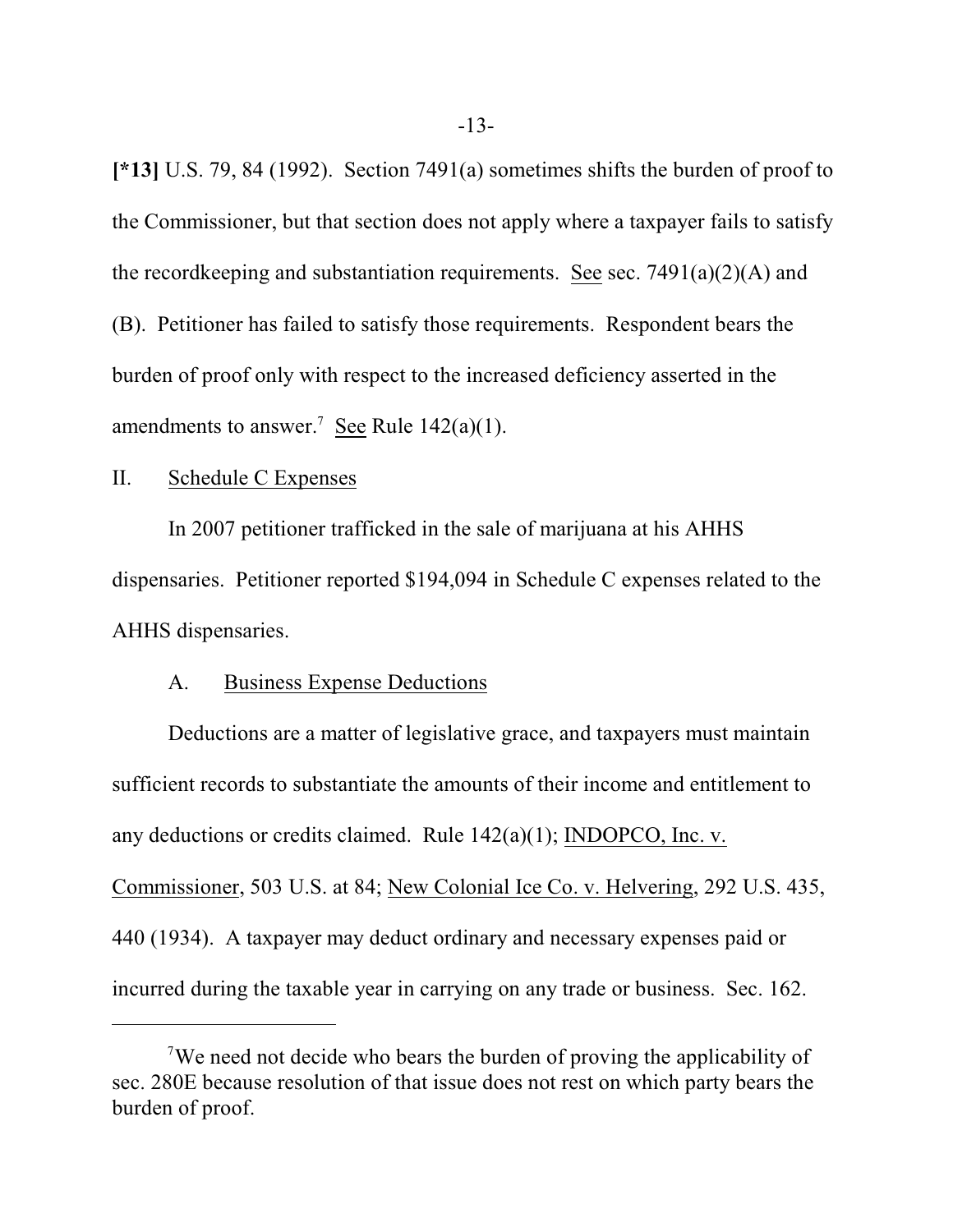**[*13]** U.S. 79, 84 (1992). Section 7491(a) sometimes shifts the burden of proof to the Commissioner, but that section does not apply where a taxpayer fails to satisfy the recordkeeping and substantiation requirements. See sec. 7491(a)(2)(A) and (B). Petitioner has failed to satisfy those requirements. Respondent bears the burden of proof only with respect to the increased deficiency asserted in the amendments to answer.[7] See Rule 142(a)(1).

II. Schedule C Expenses

In 2007 petitioner trafficked in the sale of marijuana at his AHHS dispensaries. Petitioner reported $194,094 in Schedule C expenses related to the AHHS dispensaries.

A. Business Expense Deductions

Deductions are a matter of legislative grace, and taxpayers must maintain sufficient records to substantiate the amounts of their income and entitlement to any deductions or credits claimed. Rule 142(a)(1); INDOPCO, Inc. v. Commissioner, 503 U.S. at 84; New Colonial Ice Co. v. Helvering, 292 U.S. 435, 440 (1934). A taxpayer may deduct ordinary and necessary expenses paid or incurred during the taxable year in carrying on any trade or business. Sec. 162.

[7] We need not decide who bears the burden of proving the applicability of sec. 280E because resolution of that issue does not rest on which party bears the burden of proof.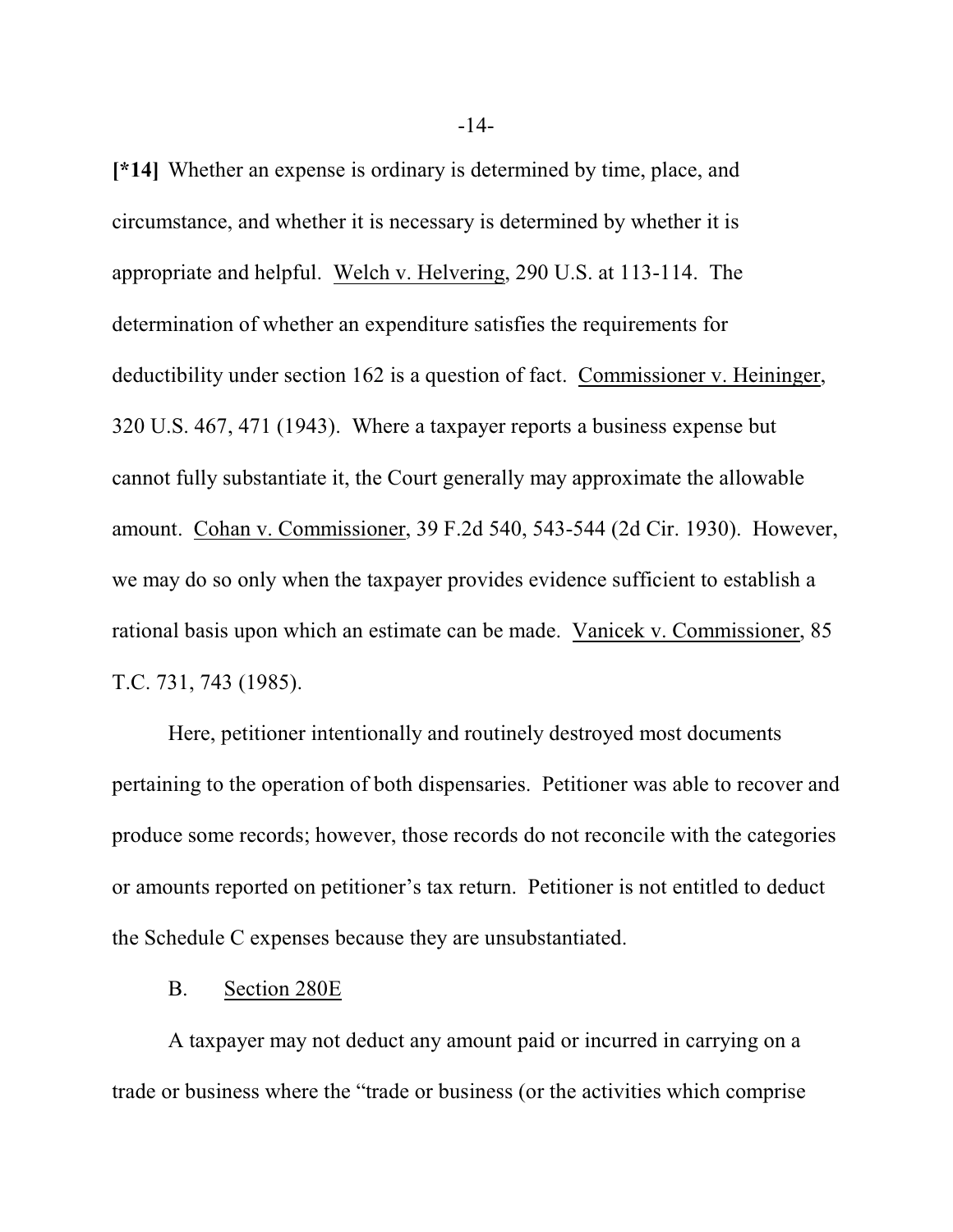**[*14]** Whether an expense is ordinary is determined by time, place, and circumstance, and whether it is necessary is determined by whether it is appropriate and helpful. Welch v. Helvering, 290 U.S. at 113-114. The determination of whether an expenditure satisfies the requirements for deductibility under section 162 is a question of fact. Commissioner v. Heininger, 320 U.S. 467, 471 (1943). Where a taxpayer reports a business expense but cannot fully substantiate it, the Court generally may approximate the allowable amount. Cohan v. Commissioner, 39 F.2d 540, 543-544 (2d Cir. 1930). However, we may do so only when the taxpayer provides evidence sufficient to establish a rational basis upon which an estimate can be made. Vanicek v. Commissioner, 85 T.C. 731, 743 (1985).

Here, petitioner intentionally and routinely destroyed most documents pertaining to the operation of both dispensaries. Petitioner was able to recover and produce some records; however, those records do not reconcile with the categories or amounts reported on petitioner's tax return. Petitioner is not entitled to deduct the Schedule C expenses because they are unsubstantiated.

B. Section 280E

A taxpayer may not deduct any amount paid or incurred in carrying on a trade or business where the "trade or business (or the activities which comprise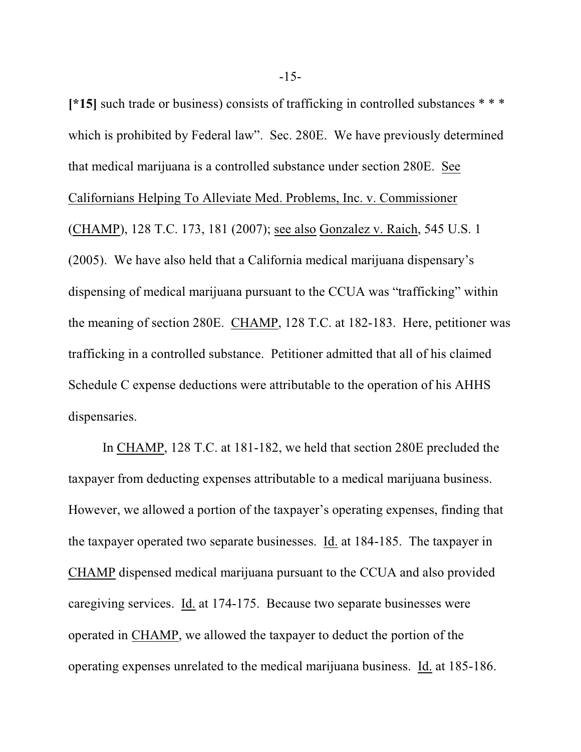**[*15]** such trade or business) consists of trafficking in controlled substances * * * which is prohibited by Federal law". Sec. 280E. We have previously determined that medical marijuana is a controlled substance under section 280E. See Californians Helping To Alleviate Med. Problems, Inc. v. Commissioner (CHAMP), 128 T.C. 173, 181 (2007); see also Gonzalez v. Raich, 545 U.S. 1 (2005). We have also held that a California medical marijuana dispensary's dispensing of medical marijuana pursuant to the CCUA was "trafficking" within the meaning of section 280E. CHAMP, 128 T.C. at 182-183. Here, petitioner was trafficking in a controlled substance. Petitioner admitted that all of his claimed Schedule C expense deductions were attributable to the operation of his AHHS dispensaries.

In CHAMP, 128 T.C. at 181-182, we held that section 280E precluded the taxpayer from deducting expenses attributable to a medical marijuana business. However, we allowed a portion of the taxpayer's operating expenses, finding that the taxpayer operated two separate businesses. Id. at 184-185. The taxpayer in CHAMP dispensed medical marijuana pursuant to the CCUA and also provided caregiving services. Id. at 174-175. Because two separate businesses were operated in CHAMP, we allowed the taxpayer to deduct the portion of the operating expenses unrelated to the medical marijuana business. Id. at 185-186.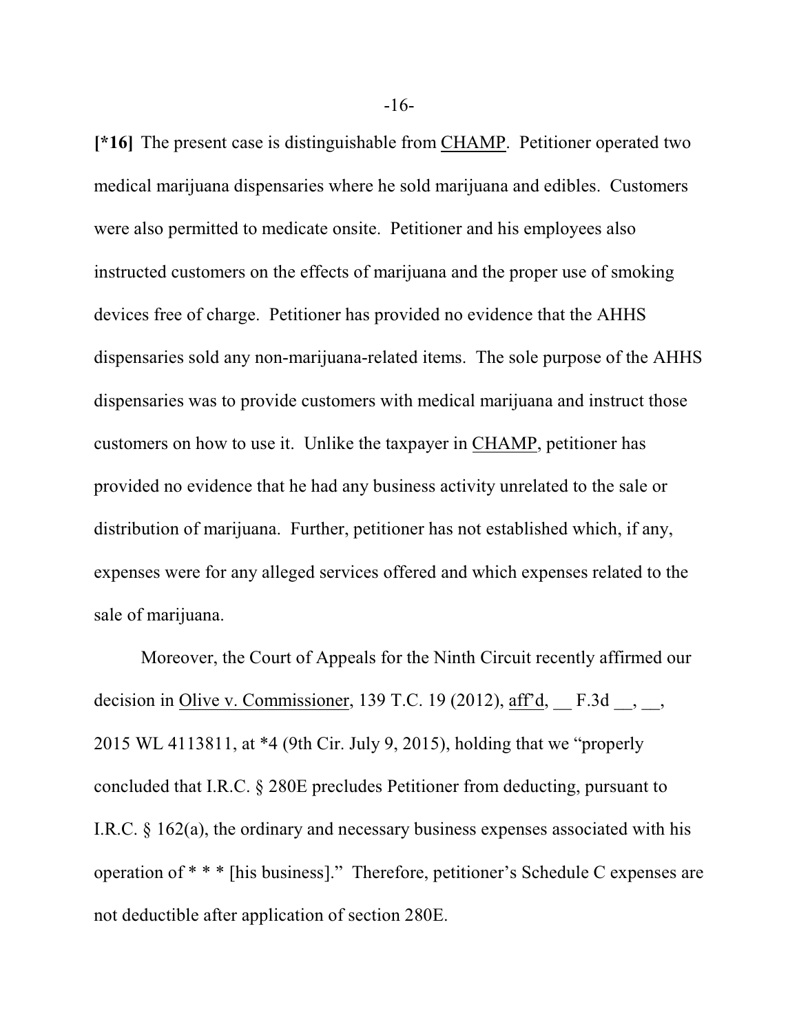**[*16]** The present case is distinguishable from CHAMP. Petitioner operated two medical marijuana dispensaries where he sold marijuana and edibles. Customers were also permitted to medicate onsite. Petitioner and his employees also instructed customers on the effects of marijuana and the proper use of smoking devices free of charge. Petitioner has provided no evidence that the AHHS dispensaries sold any non-marijuana-related items. The sole purpose of the AHHS dispensaries was to provide customers with medical marijuana and instruct those customers on how to use it. Unlike the taxpayer in CHAMP, petitioner has provided no evidence that he had any business activity unrelated to the sale or distribution of marijuana. Further, petitioner has not established which, if any, expenses were for any alleged services offered and which expenses related to the sale of marijuana.

Moreover, the Court of Appeals for the Ninth Circuit recently affirmed our decision in Olive v. Commissioner, 139 T.C. 19 (2012), aff'd, __ F.3d __, __, 2015 WL 4113811, at *4 (9th Cir. July 9, 2015), holding that we "properly concluded that I.R.C. § 280E precludes Petitioner from deducting, pursuant to I.R.C. § 162(a), the ordinary and necessary business expenses associated with his operation of * * * [his business]." Therefore, petitioner's Schedule C expenses are not deductible after application of section 280E.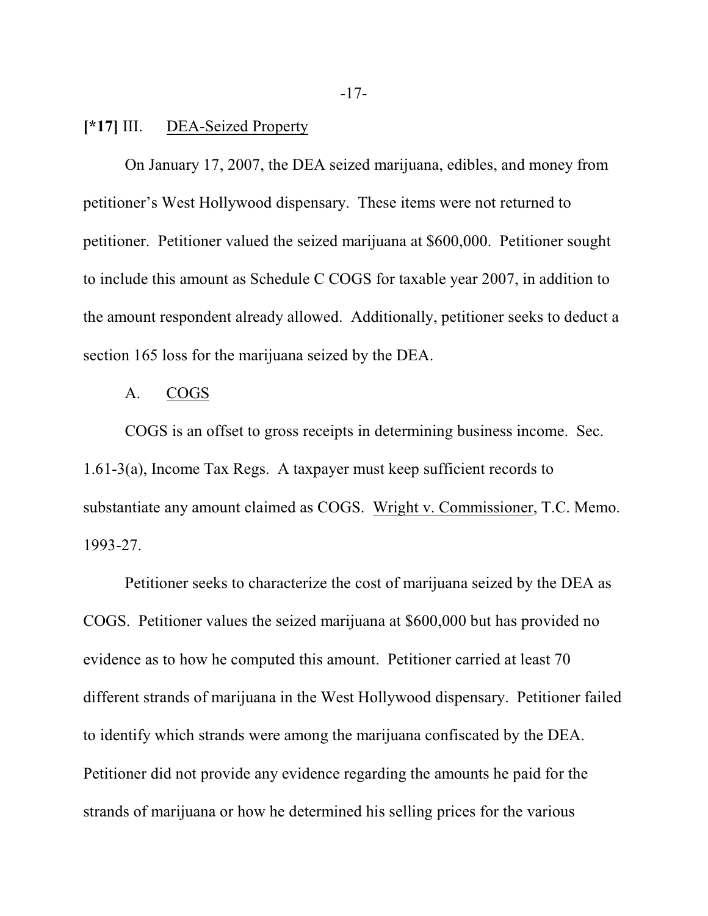**[*17]** III. DEA-Seized Property

On January 17, 2007, the DEA seized marijuana, edibles, and money from petitioner's West Hollywood dispensary. These items were not returned to petitioner. Petitioner valued the seized marijuana at $600,000. Petitioner sought to include this amount as Schedule C COGS for taxable year 2007, in addition to the amount respondent already allowed. Additionally, petitioner seeks to deduct a section 165 loss for the marijuana seized by the DEA.

A. COGS

COGS is an offset to gross receipts in determining business income. Sec. 1.61-3(a), Income Tax Regs. A taxpayer must keep sufficient records to substantiate any amount claimed as COGS. Wright v. Commissioner, T.C. Memo. 1993-27.

Petitioner seeks to characterize the cost of marijuana seized by the DEA as COGS. Petitioner values the seized marijuana at $600,000 but has provided no evidence as to how he computed this amount. Petitioner carried at least 70 different strands of marijuana in the West Hollywood dispensary. Petitioner failed to identify which strands were among the marijuana confiscated by the DEA. Petitioner did not provide any evidence regarding the amounts he paid for the strands of marijuana or how he determined his selling prices for the various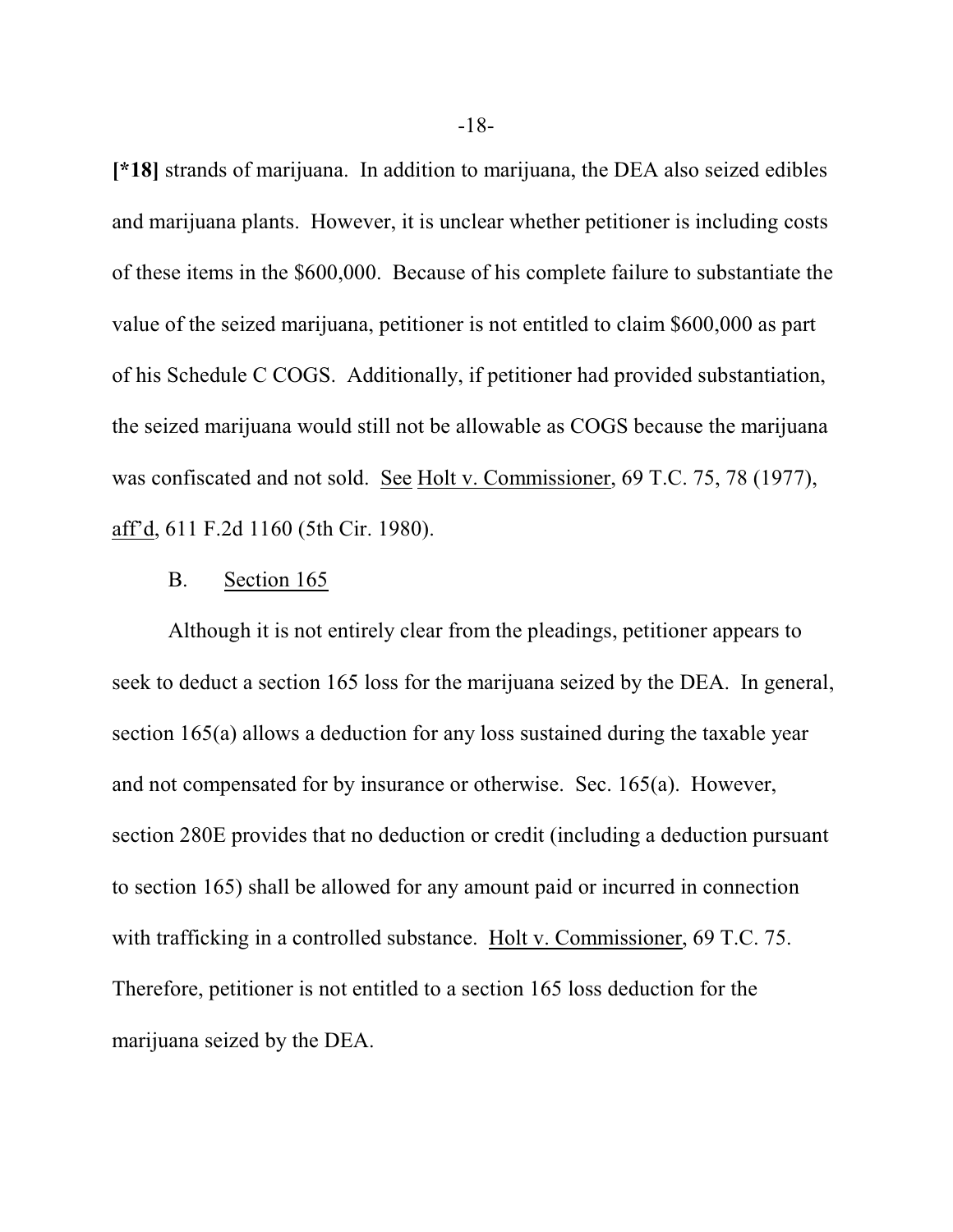**[*18]** strands of marijuana. In addition to marijuana, the DEA also seized edibles and marijuana plants. However, it is unclear whether petitioner is including costs of these items in the $600,000. Because of his complete failure to substantiate the value of the seized marijuana, petitioner is not entitled to claim $600,000 as part of his Schedule C COGS. Additionally, if petitioner had provided substantiation, the seized marijuana would still not be allowable as COGS because the marijuana was confiscated and not sold. See Holt v. Commissioner, 69 T.C. 75, 78 (1977), aff'd, 611 F.2d 1160 (5th Cir. 1980).

B. Section 165

Although it is not entirely clear from the pleadings, petitioner appears to seek to deduct a section 165 loss for the marijuana seized by the DEA. In general, section 165(a) allows a deduction for any loss sustained during the taxable year and not compensated for by insurance or otherwise. Sec. 165(a). However, section 280E provides that no deduction or credit (including a deduction pursuant to section 165) shall be allowed for any amount paid or incurred in connection with trafficking in a controlled substance. Holt v. Commissioner, 69 T.C. 75. Therefore, petitioner is not entitled to a section 165 loss deduction for the marijuana seized by the DEA.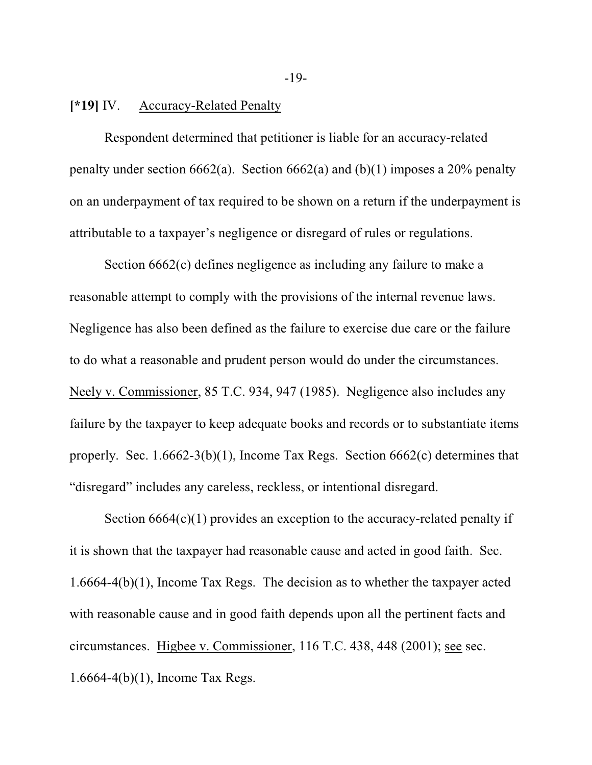**[*19]** IV. Accuracy-Related Penalty

Respondent determined that petitioner is liable for an accuracy-related penalty under section 6662(a). Section 6662(a) and (b)(1) imposes a 20% penalty on an underpayment of tax required to be shown on a return if the underpayment is attributable to a taxpayer's negligence or disregard of rules or regulations.

Section 6662(c) defines negligence as including any failure to make a reasonable attempt to comply with the provisions of the internal revenue laws. Negligence has also been defined as the failure to exercise due care or the failure to do what a reasonable and prudent person would do under the circumstances. Neely v. Commissioner, 85 T.C. 934, 947 (1985). Negligence also includes any failure by the taxpayer to keep adequate books and records or to substantiate items properly. Sec. 1.6662-3(b)(1), Income Tax Regs. Section 6662(c) determines that "disregard" includes any careless, reckless, or intentional disregard.

Section 6664(c)(1) provides an exception to the accuracy-related penalty if it is shown that the taxpayer had reasonable cause and acted in good faith. Sec. 1.6664-4(b)(1), Income Tax Regs. The decision as to whether the taxpayer acted with reasonable cause and in good faith depends upon all the pertinent facts and circumstances. Higbee v. Commissioner, 116 T.C. 438, 448 (2001); see sec. 1.6664-4(b)(1), Income Tax Regs.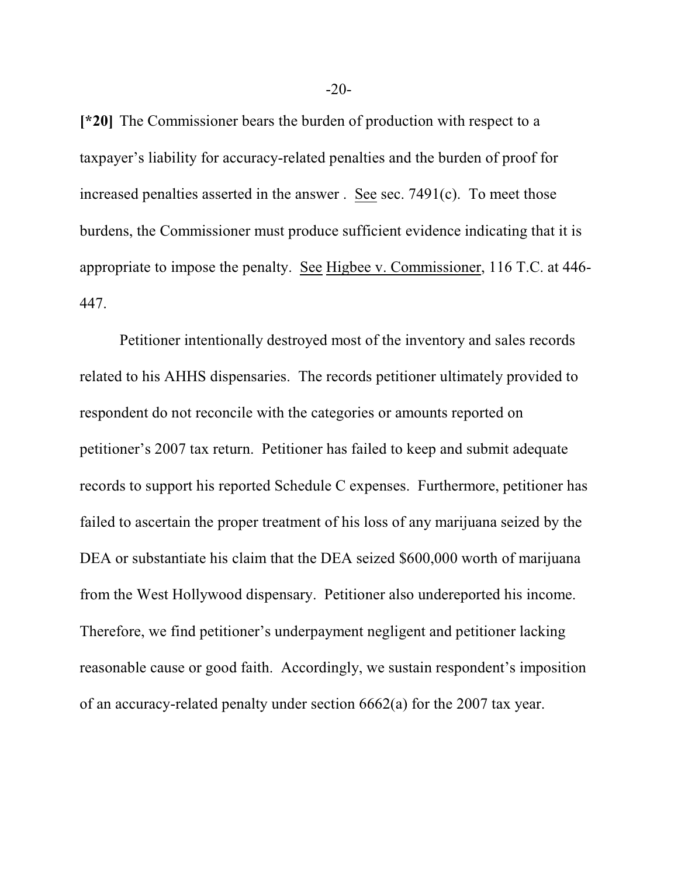**[*20]** The Commissioner bears the burden of production with respect to a taxpayer's liability for accuracy-related penalties and the burden of proof for increased penalties asserted in the answer . See sec. 7491(c). To meet those burdens, the Commissioner must produce sufficient evidence indicating that it is appropriate to impose the penalty. See Higbee v. Commissioner, 116 T.C. at 446-447.

Petitioner intentionally destroyed most of the inventory and sales records related to his AHHS dispensaries. The records petitioner ultimately provided to respondent do not reconcile with the categories or amounts reported on petitioner's 2007 tax return. Petitioner has failed to keep and submit adequate records to support his reported Schedule C expenses. Furthermore, petitioner has failed to ascertain the proper treatment of his loss of any marijuana seized by the DEA or substantiate his claim that the DEA seized $600,000 worth of marijuana from the West Hollywood dispensary. Petitioner also undereported his income. Therefore, we find petitioner's underpayment negligent and petitioner lacking reasonable cause or good faith. Accordingly, we sustain respondent's imposition of an accuracy-related penalty under section 6662(a) for the 2007 tax year.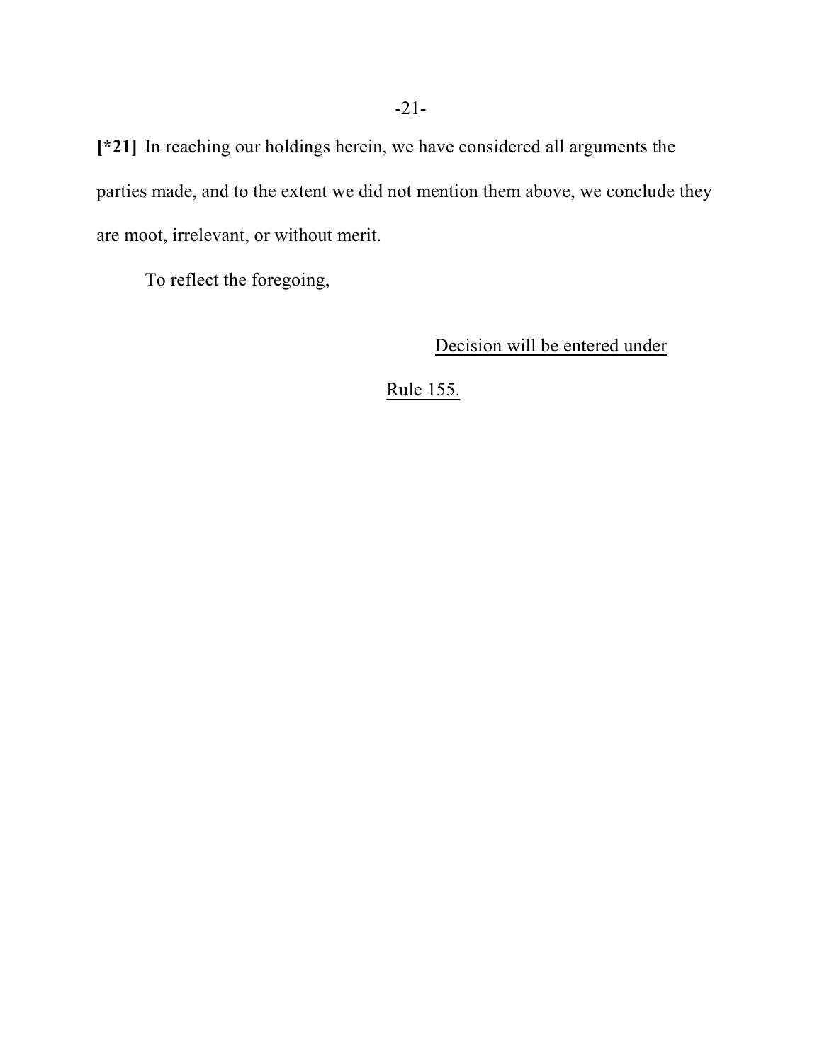**[*21]** In reaching our holdings herein, we have considered all arguments the parties made, and to the extent we did not mention them above, we conclude they are moot, irrelevant, or without merit.

To reflect the foregoing,

Decision will be entered under Rule 155.